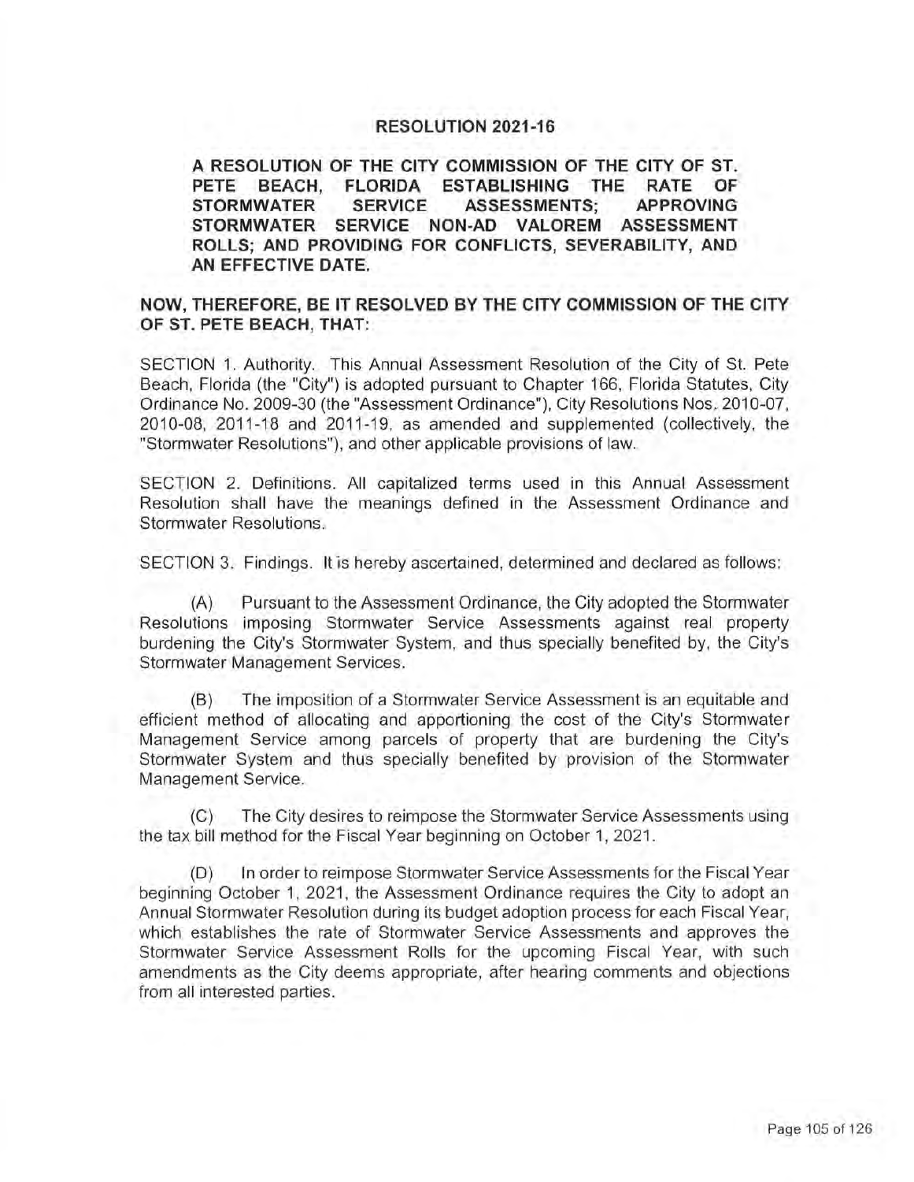# RESOLUTION 2021-16

**A RESOLUTION OF THE CITY COMMISSION OF THE CITY OF ST. PETE BEACH, FLORIDA ESTABLISHING THE RATE OF STORMWATER SERVICE ASSESSMENTS; APPROVING STORMWATER SERVICE NON-AD VALOREM ASSESSMENT ROLLS; AND PROVIDING FOR CONFLICTS, SEVERABILITY, AND AN EFFECTIVE DATE.**

**NOW, THEREFORE, BE IT RESOLVED BY THE CITY COMMISSION OF THE CITY OF ST. PETE BEACH, THAT:**

SECTION 1. Authority. This Annual Assessment Resolution of the City of St. Pete Beach, Florida (the "City") is adopted pursuant to Chapter 166, Florida Statutes, City Ordinance No. 2009-30 (the "Assessment Ordinance"), City Resolutions Nos. 2010-07, 2010-08, 2011-18 and 2011-19, as amended and supplemented (collectively, the "Stormwater Resolutions"), and other applicable provisions of law.

SECTION 2. Definitions. All capitalized terms used in this Annual Assessment Resolution shall have the meanings defined in the Assessment Ordinance and Stormwater Resolutions.

SECTION 3. Findings. It is hereby ascertained, determined and declared as follows:

(A) Pursuant to the Assessment Ordinance, the City adopted the Stormwater Resolutions imposing Stormwater Service Assessments against real property burdening the City's Stormwater System, and thus specially benefited by, the City's Stormwater Management Services.

(B) The imposition of a Stormwater Service Assessment is an equitable and efficient method of allocating and apportioning the cost of the City's Stormwater Management Service among parcels of property that are burdening the City's Stormwater System and thus specially benefited by provision of the Stormwater Management Service.

(C) The City desires to reimpose the Stormwater Service Assessments using the tax bill method for the Fiscal Year beginning on October 1, 2021.

(D) In order to reimpose Stormwater Service Assessments for the Fiscal Year beginning October 1, 2021, the Assessment Ordinance requires the City to adopt an Annual Stormwater Resolution during its budget adoption process for each Fiscal Year, which establishes the rate of Stormwater Service Assessments and approves the Stormwater Service Assessment Rolls for the upcoming Fiscal Year, with such amendments as the City deems appropriate, after hearing comments and objections from all interested parties.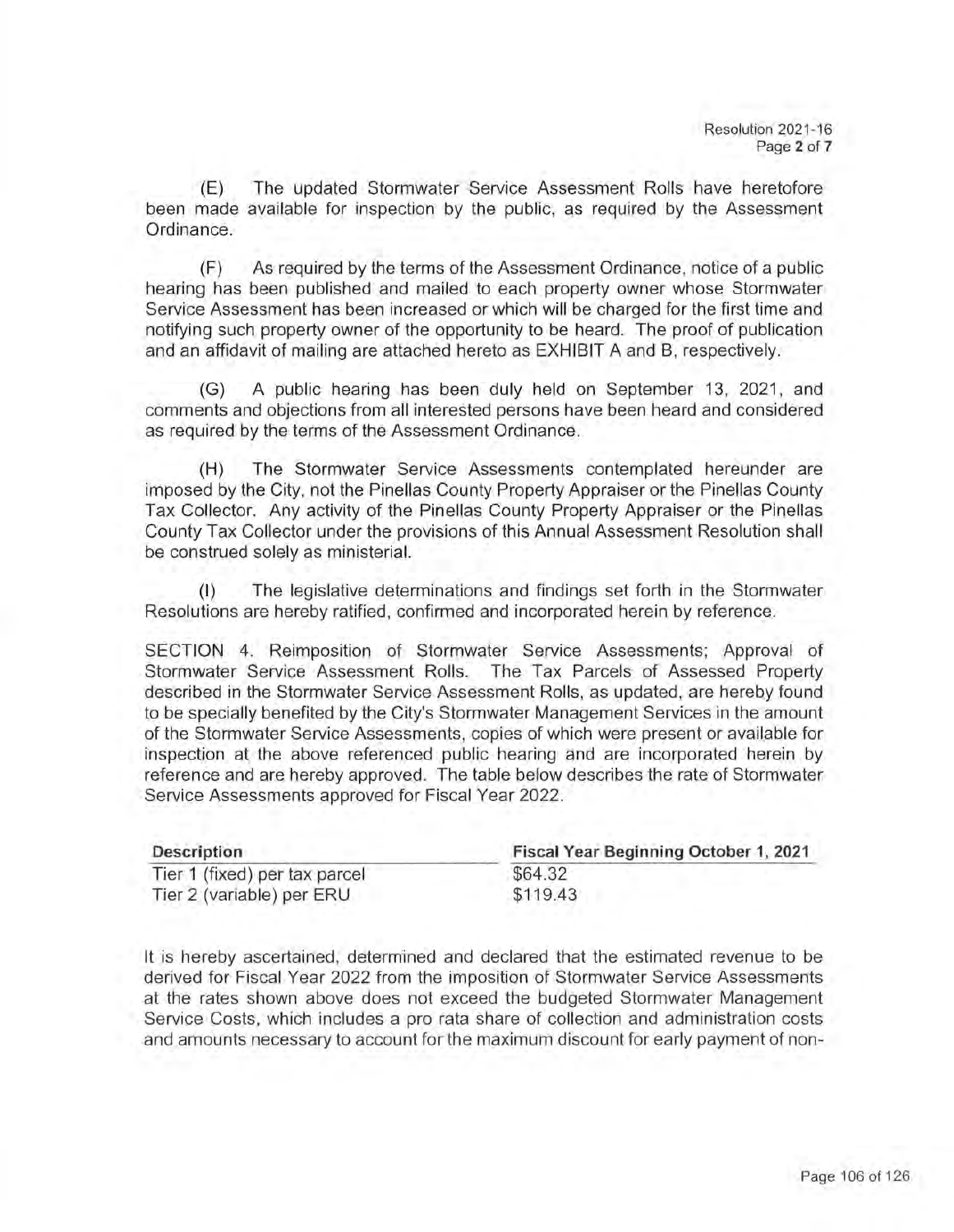(E) The updated Stormwater Service Assessment Rolls have heretofore been made available for inspection by the public, as required by the Assessment Ordinance.

(F) As required by the terms of the Assessment Ordinance, notice of a public hearing has been published and mailed to each property owner whose Stormwater Service Assessment has been increased or which will be charged for the first time and notifying such property owner of the opportunity to be heard. The proof of publication and an affidavit of mailing are attached hereto as EXHIBIT A and B, respectively.

(G) A public hearing has been duly held on September 13, 2021, and comments and objections from all interested persons have been heard and considered as required by the terms of the Assessment Ordinance.

(H) The Stormwater Service Assessments contemplated hereunder are imposed by the City, not the Pinellas County Property Appraiser or the Pinellas County Tax Collector. Any activity of the Pinellas County Property Appraiser or the Pinellas County Tax Collector under the provisions of this Annual Assessment Resolution shall be construed solely as ministerial.

(I) The legislative determinations and findings set forth in the Stormwater Resolutions are hereby ratified, confirmed and incorporated herein by reference.

SECTION 4. Reimposition of Stormwater Service Assessments; Approval of Stormwater Service Assessment Rolls. The Tax Parcels of Assessed Property described in the Stormwater Service Assessment Rolls, as updated, are hereby found to be specially benefited by the City's Stormwater Management Services in the amount of the Stormwater Service Assessments, copies of which were present or available for inspection at the above referenced public hearing and are incorporated herein by reference and are hereby approved. The table below describes the rate of Stormwater Service Assessments approved for Fiscal Year 2022.

| Description | Fiscal Year Beginning October 1, 2021 |
|---|---|
| Tier 1 (fixed) per tax parcel | $64.32 |
| Tier 2 (variable) per ERU | $119.43 |

It is hereby ascertained, determined and declared that the estimated revenue to be derived for Fiscal Year 2022 from the imposition of Stormwater Service Assessments at the rates shown above does not exceed the budgeted Stormwater Management Service Costs, which includes a pro rata share of collection and administration costs and amounts necessary to account for the maximum discount for early payment of non-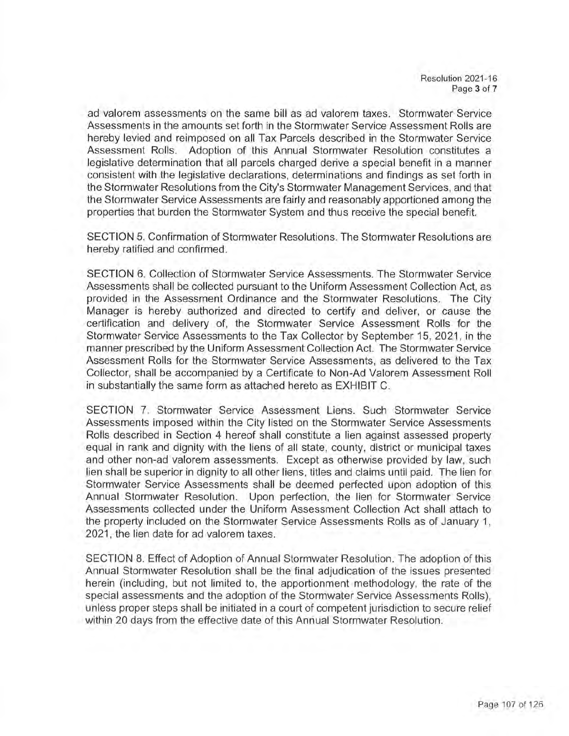ad valorem assessments on the same bill as ad valorem taxes. Stormwater Service Assessments in the amounts set forth in the Stormwater Service Assessment Rolls are hereby levied and reimposed on all Tax Parcels described in the Stormwater Service Assessment Rolls. Adoption of this Annual Stormwater Resolution constitutes a legislative determination that all parcels charged derive a special benefit in a manner consistent with the legislative declarations, determinations and findings as set forth in the Stormwater Resolutions from the City's Stormwater Management Services, and that the Stormwater Service Assessments are fairly and reasonably apportioned among the properties that burden the Stormwater System and thus receive the special benefit.

SECTION 5. Confirmation of Stormwater Resolutions. The Stormwater Resolutions are hereby ratified and confirmed.

SECTION 6. Collection of Stormwater Service Assessments. The Stormwater Service Assessments shall be collected pursuant to the Uniform Assessment Collection Act, as provided in the Assessment Ordinance and the Stormwater Resolutions. The City Manager is hereby authorized and directed to certify and deliver, or cause the certification and delivery of, the Stormwater Service Assessment Rolls for the Stormwater Service Assessments to the Tax Collector by September 15, 2021, in the manner prescribed by the Uniform Assessment Collection Act. The Stormwater Service Assessment Rolls for the Stormwater Service Assessments, as delivered to the Tax Collector, shall be accompanied by a Certificate to Non-Ad Valorem Assessment Roll in substantially the same form as attached hereto as EXHIBIT C.

SECTION 7. Stormwater Service Assessment Liens. Such Stormwater Service Assessments imposed within the City listed on the Stormwater Service Assessments Rolls described in Section 4 hereof shall constitute a lien against assessed property equal in rank and dignity with the liens of all state, county, district or municipal taxes and other non-ad valorem assessments. Except as otherwise provided by law, such lien shall be superior in dignity to all other liens, titles and claims until paid. The lien for Stormwater Service Assessments shall be deemed perfected upon adoption of this Annual Stormwater Resolution. Upon perfection, the lien for Stormwater Service Assessments collected under the Uniform Assessment Collection Act shall attach to the property included on the Stormwater Service Assessments Rolls as of January 1, 2021, the lien date for ad valorem taxes.

SECTION 8. Effect of Adoption of Annual Stormwater Resolution. The adoption of this Annual Stormwater Resolution shall be the final adjudication of the issues presented herein (including, but not limited to, the apportionment methodology, the rate of the special assessments and the adoption of the Stormwater Service Assessments Rolls), unless proper steps shall be initiated in a court of competent jurisdiction to secure relief within 20 days from the effective date of this Annual Stormwater Resolution.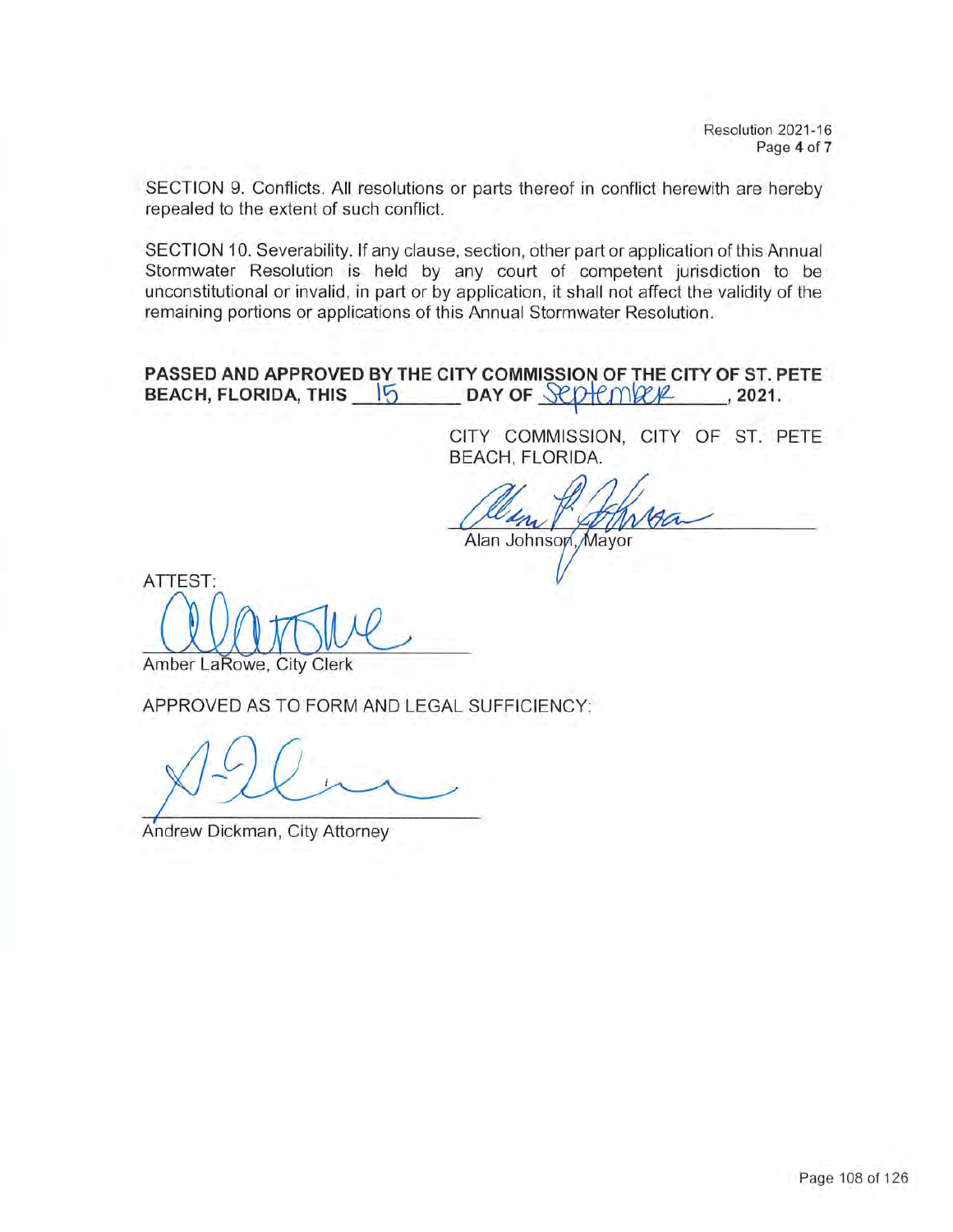SECTION 9. Conflicts. All resolutions or parts thereof in conflict herewith are hereby repealed to the extent of such conflict.

SECTION 10. Severability. If any clause, section, other part or application of this Annual Stormwater Resolution is held by any court of competent jurisdiction to be unconstitutional or invalid, in part or by application, it shall not affect the validity of the remaining portions or applications of this Annual Stormwater Resolution.

**PASSED AND APPROVED BY THE CITY COMMISSION OF THE CITY OF ST. PETE BEACH, FLORIDA, THIS 15 DAY OF September, 2021.**

CITY COMMISSION, CITY OF ST. PETE BEACH, FLORIDA.

Alan Johnson, Mayor

ATTEST:

Amber LaRowe, City Clerk

APPROVED AS TO FORM AND LEGAL SUFFICIENCY:

Andrew Dickman, City Attorney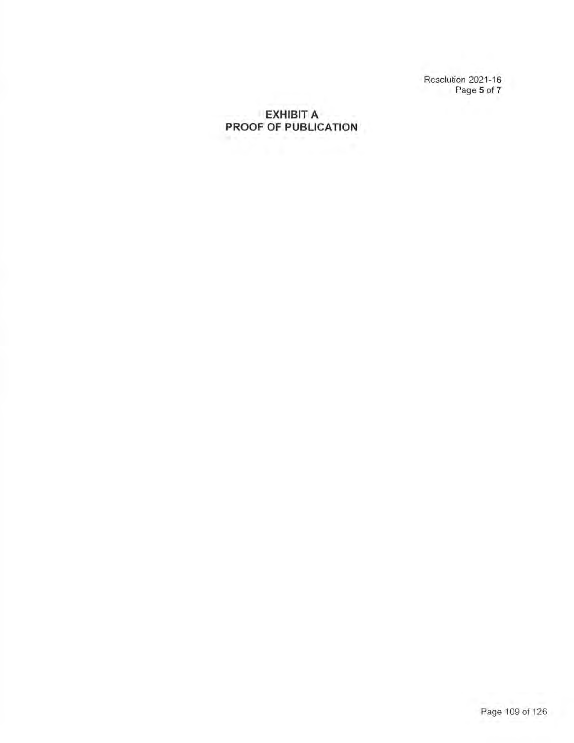# EXHIBIT A
## PROOF OF PUBLICATION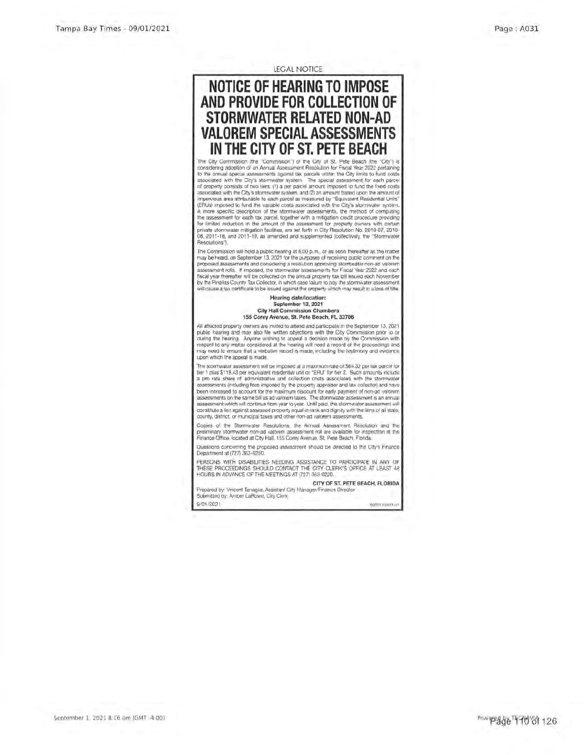LEGAL NOTICE

# NOTICE OF HEARING TO IMPOSE AND PROVIDE FOR COLLECTION OF STORMWATER RELATED NON-AD VALOREM SPECIAL ASSESSMENTS IN THE CITY OF ST. PETE BEACH

The City Commission (the "Commission") of the City of St. Pete Beach (the "City") is considering adoption of an Annual Assessment Resolution for Fiscal Year 2022 pertaining to the annual special assessments against tax parcels within the City limits to fund costs associated with the City's stormwater system. The special assessment for each parcel of property consists of two tiers: (1) a per parcel amount imposed to fund the fixed costs associated with the City's stormwater system, and (2) an amount based upon the amount of impervious area attributable to each parcel as measured by "Equivalent Residential Units" (ERUs) imposed to fund the variable costs associated with the City's stormwater system. A more specific description of the stormwater assessments, the method of computing the assessment for each tax parcel, together with a mitigation credit procedure providing for limited reduction in the amount of the assessment for property owners with certain private stormwater mitigation facilities, are set forth in City Resolution No. 2010-07, 2010-08, 2011-18, and 2011-19, as amended and supplemented (collectively, the "Stormwater Resolutions").

The Commission will hold a public hearing at 6:00 p.m., or as soon thereafter as the matter may be heard, on September 13, 2021 for the purposes of receiving public comment on the proposed assessments and considering a resolution approving stormwater non-ad valorem assessment rolls. If imposed, the stormwater assessments for Fiscal Year 2022 and each fiscal year thereafter will be collected on the annual property tax bill issued each November by the Pinellas County Tax Collector, in which case failure to pay the stormwater assessment will cause a tax certificate to be issued against the property which may result in a loss of title.

**Hearing date/location:**
**September 13, 2021**
**City Hall Commission Chambers**
**155 Corey Avenue, St. Pete Beach, FL 33706**

All affected property owners are invited to attend and participate in the September 13, 2021 public hearing and may also file written objections with the City Commission prior to or during the hearing. Anyone wishing to appeal a decision made by the Commission with respect to any matter considered at the hearing will need a record of the proceedings and may need to ensure that a verbatim record is made, including the testimony and evidence upon which the appeal is made.

The stormwater assessment will be imposed at a maximum rate of $64.32 per tax parcel for tier 1 plus $119.43 per equivalent residential unit or "ERU" for tier 2. Such amounts include a pro rata share of administrative and collection costs associated with the stormwater assessments (including fees imposed by the property appraiser and tax collector) and have been increased to account for the maximum discount for early payment of non-ad valorem assessments on the same bill as ad valorem taxes. The stormwater assessment is an annual assessment which will continue from year to year. Until paid, the stormwater assessment will constitute a lien against assessed property equal in rank and dignity with the liens of all state, county, district, or municipal taxes and other non-ad valorem assessments.

Copies of the Stormwater Resolutions, the Annual Assessment Resolution and the preliminary stormwater non-ad valorem assessment roll are available for inspection at the Finance Office, located at City Hall, 155 Corey Avenue, St. Pete Beach, Florida.

Questions concerning the proposed assessment should be directed to the City's Finance Department at (727) 363-9250.

PERSONS WITH DISABILITIES NEEDING ASSISTANCE TO PARTICIPATE IN ANY OF THESE PROCEEDINGS SHOULD CONTACT THE CITY CLERK'S OFFICE AT LEAST 48 HOURS IN ADVANCE OF THE MEETINGS AT (727) 363-9220.

**CITY OF ST. PETE BEACH, FLORIDA**

Prepared by: Vincent Tenaglia, Assistant City Manager/Finance Director
Submitted by: Amber LaRowe, City Clerk
9/01/2021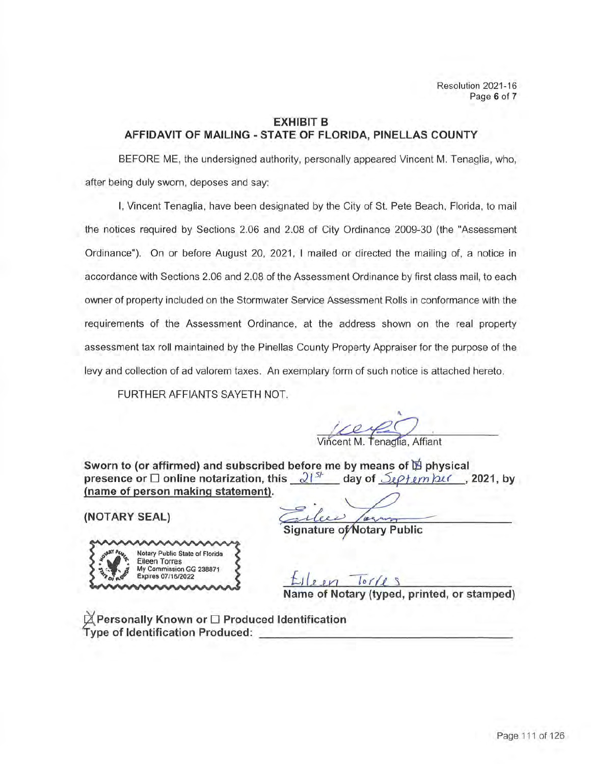## EXHIBIT B
## AFFIDAVIT OF MAILING - STATE OF FLORIDA, PINELLAS COUNTY

BEFORE ME, the undersigned authority, personally appeared Vincent M. Tenaglia, who, after being duly sworn, deposes and say:

I, Vincent Tenaglia, have been designated by the City of St. Pete Beach, Florida, to mail the notices required by Sections 2.06 and 2.08 of City Ordinance 2009-30 (the "Assessment Ordinance"). On or before August 20, 2021, I mailed or directed the mailing of, a notice in accordance with Sections 2.06 and 2.08 of the Assessment Ordinance by first class mail, to each owner of property included on the Stormwater Service Assessment Rolls in conformance with the requirements of the Assessment Ordinance, at the address shown on the real property assessment tax roll maintained by the Pinellas County Property Appraiser for the purpose of the levy and collection of ad valorem taxes. An exemplary form of such notice is attached hereto.

FURTHER AFFIANTS SAYETH NOT.

Vincent M. Tenaglia, Affiant

**Sworn to (or affirmed) and subscribed before me by means of ☒ physical presence or ☐ online notarization, this 21st day of September, 2021, by (name of person making statement).**

**(NOTARY SEAL)**

Notary Public State of Florida
Eileen Torres
My Commission GG 238871
Expires 07/16/2022

**Signature of Notary Public**

Eileen Torres
**Name of Notary (typed, printed, or stamped)**

**☒ Personally Known or ☐ Produced Identification**
**Type of Identification Produced:** ______________________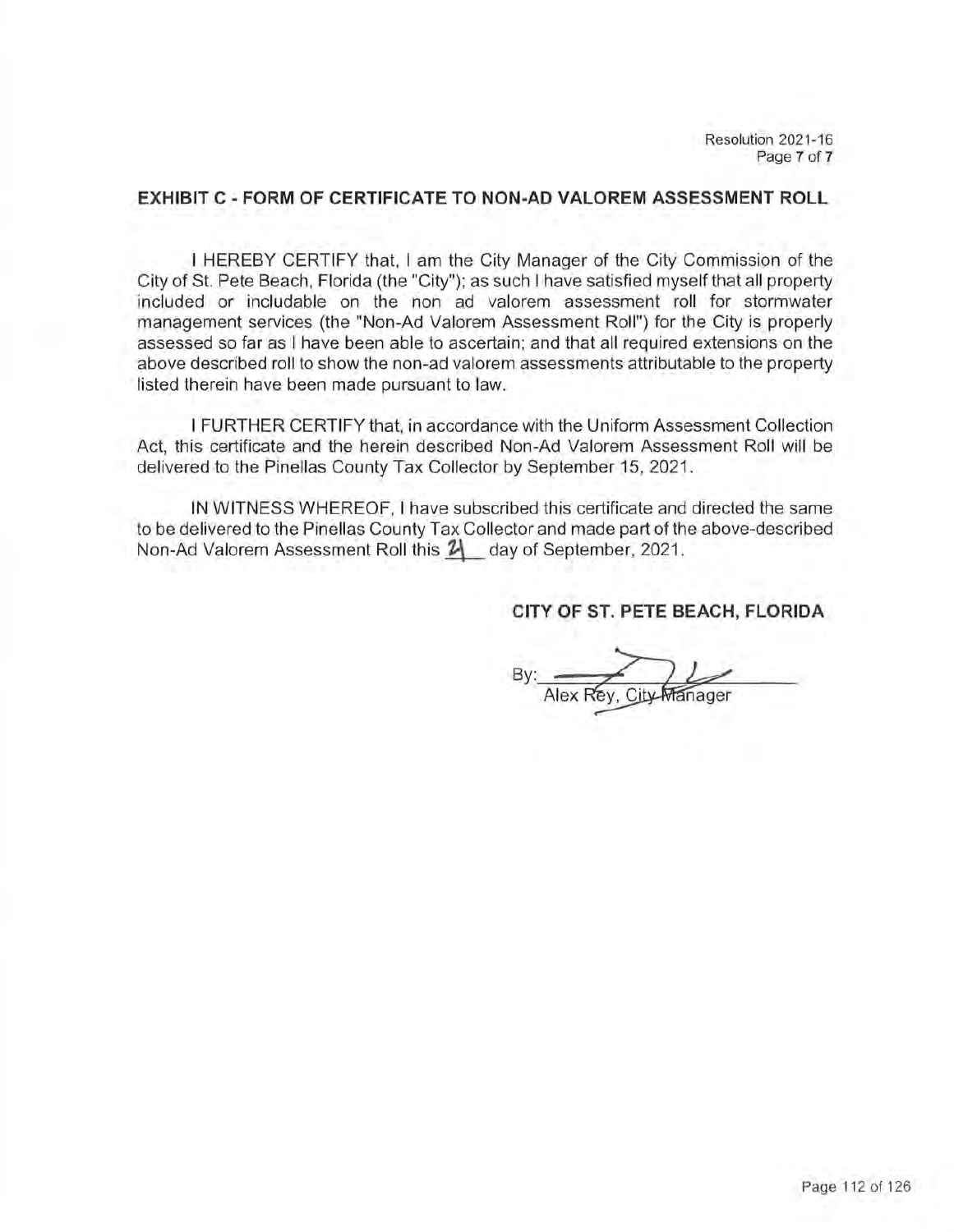## EXHIBIT C - FORM OF CERTIFICATE TO NON-AD VALOREM ASSESSMENT ROLL

I HEREBY CERTIFY that, I am the City Manager of the City Commission of the City of St. Pete Beach, Florida (the "City"); as such I have satisfied myself that all property included or includable on the non ad valorem assessment roll for stormwater management services (the "Non-Ad Valorem Assessment Roll") for the City is properly assessed so far as I have been able to ascertain; and that all required extensions on the above described roll to show the non-ad valorem assessments attributable to the property listed therein have been made pursuant to law.

I FURTHER CERTIFY that, in accordance with the Uniform Assessment Collection Act, this certificate and the herein described Non-Ad Valorem Assessment Roll will be delivered to the Pinellas County Tax Collector by September 15, 2021.

IN WITNESS WHEREOF, I have subscribed this certificate and directed the same to be delivered to the Pinellas County Tax Collector and made part of the above-described Non-Ad Valorem Assessment Roll this 21 day of September, 2021.

**CITY OF ST. PETE BEACH, FLORIDA**

By: ______________________
Alex Rey, City Manager